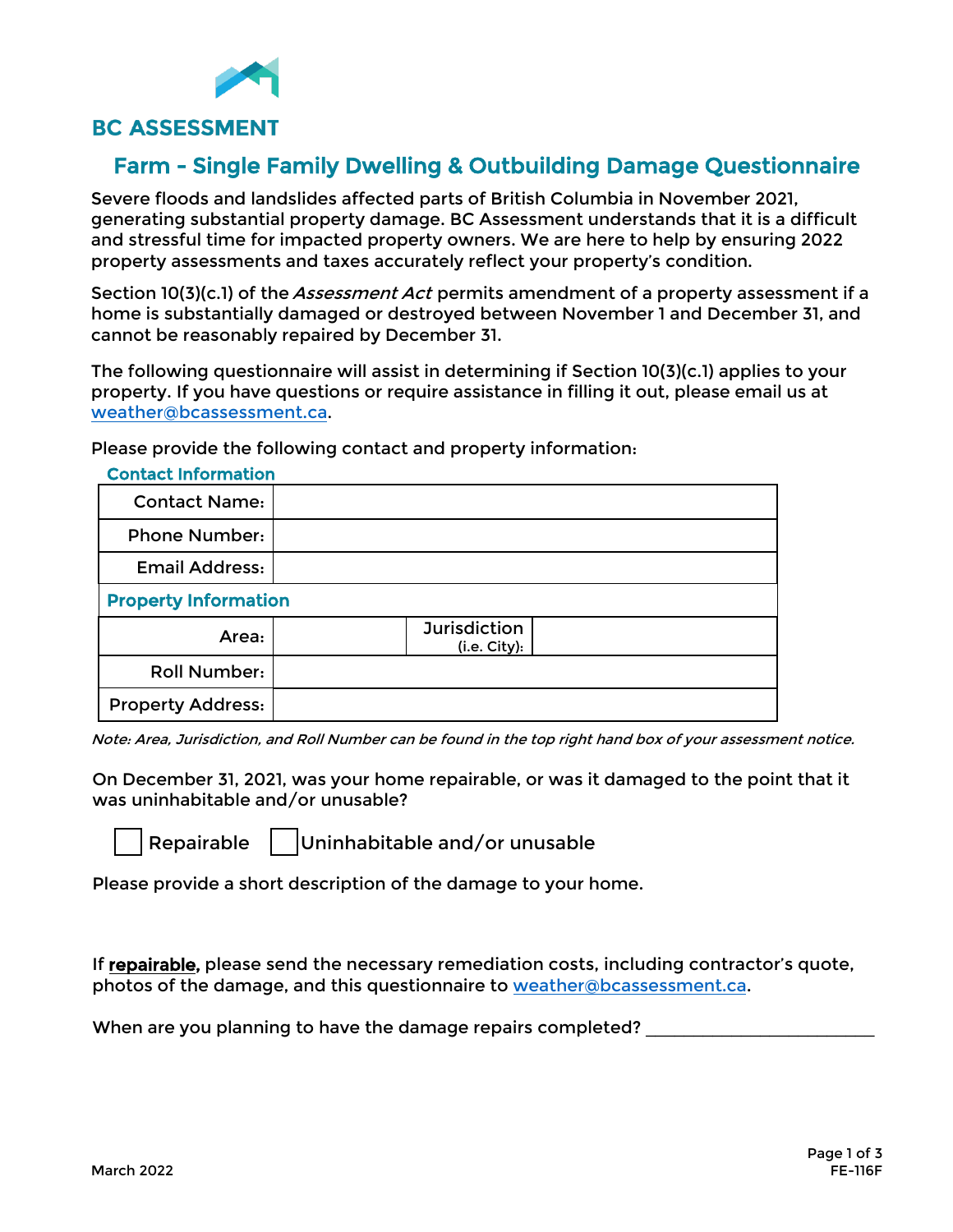**BC ASSESSMENT**

# Farm - Single Family Dwelling & Outbuilding Damage Questionnaire

Severe floods and landslides affected parts of British Columbia in November 2021, generating substantial property damage. BC Assessment understands that it is a difficult and stressful time for impacted property owners. We are here to help by ensuring 2022 property assessments and taxes accurately reflect your property's condition.

Section 10(3)(c.1) of the *Assessment Act* permits amendment of a property assessment if a home is substantially damaged or destroyed between November 1 and December 31, and cannot be reasonably repaired by December 31.

The following questionnaire will assist in determining if Section 10(3)(c.1) applies to your property. If you have questions or require assistance in filling it out, please email us at weather@bcassessment.ca.

Please provide the following contact and property information:

**Contact Information**

| | | | |
|---|---|---|---|
| Contact Name: | | | |
| Phone Number: | | | |
| Email Address: | | | |
| **Property Information** | | | |
| Area: | | Jurisdiction (i.e. City): | |
| Roll Number: | | | |
| Property Address: | | | |

*Note: Area, Jurisdiction, and Roll Number can be found in the top right hand box of your assessment notice.*

On December 31, 2021, was your home repairable, or was it damaged to the point that it was uninhabitable and/or unusable?

☐ Repairable ☐ Uninhabitable and/or unusable

Please provide a short description of the damage to your home.

If **repairable,** please send the necessary remediation costs, including contractor's quote, photos of the damage, and this questionnaire to weather@bcassessment.ca.

When are you planning to have the damage repairs completed? ________________________

March 2022

FE-116F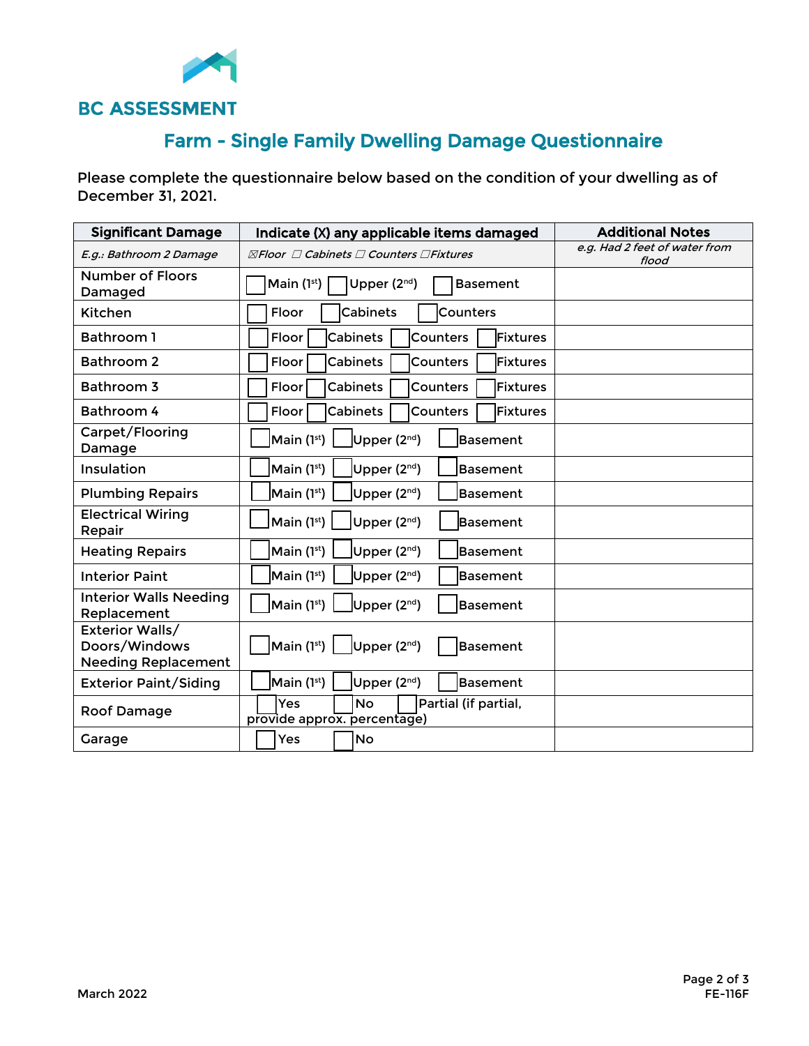BC ASSESSMENT

# Farm - Single Family Dwelling Damage Questionnaire

Please complete the questionnaire below based on the condition of your dwelling as of December 31, 2021.

| Significant Damage | Indicate (X) any applicable items damaged | Additional Notes |
|---|---|---|
| *E.g.: Bathroom 2 Damage* | *☒Floor ☐ Cabinets ☐ Counters ☐Fixtures* | *e.g. Had 2 feet of water from flood* |
| Number of Floors Damaged | ☐ Main (1st) ☐ Upper (2nd) ☐ Basement | |
| Kitchen | ☐ Floor ☐ Cabinets ☐ Counters | |
| Bathroom 1 | ☐ Floor ☐ Cabinets ☐ Counters ☐ Fixtures | |
| Bathroom 2 | ☐ Floor ☐ Cabinets ☐ Counters ☐ Fixtures | |
| Bathroom 3 | ☐ Floor ☐ Cabinets ☐ Counters ☐ Fixtures | |
| Bathroom 4 | ☐ Floor ☐ Cabinets ☐ Counters ☐ Fixtures | |
| Carpet/Flooring Damage | ☐ Main (1st) ☐ Upper (2nd) ☐ Basement | |
| Insulation | ☐ Main (1st) ☐ Upper (2nd) ☐ Basement | |
| Plumbing Repairs | ☐ Main (1st) ☐ Upper (2nd) ☐ Basement | |
| Electrical Wiring Repair | ☐ Main (1st) ☐ Upper (2nd) ☐ Basement | |
| Heating Repairs | ☐ Main (1st) ☐ Upper (2nd) ☐ Basement | |
| Interior Paint | ☐ Main (1st) ☐ Upper (2nd) ☐ Basement | |
| Interior Walls Needing Replacement | ☐ Main (1st) ☐ Upper (2nd) ☐ Basement | |
| Exterior Walls/ Doors/Windows Needing Replacement | ☐ Main (1st) ☐ Upper (2nd) ☐ Basement | |
| Exterior Paint/Siding | ☐ Main (1st) ☐ Upper (2nd) ☐ Basement | |
| Roof Damage | ☐ Yes ☐ No ☐ Partial (if partial, provide approx. percentage) | |
| Garage | ☐ Yes ☐ No | |

March 2022

FE-116F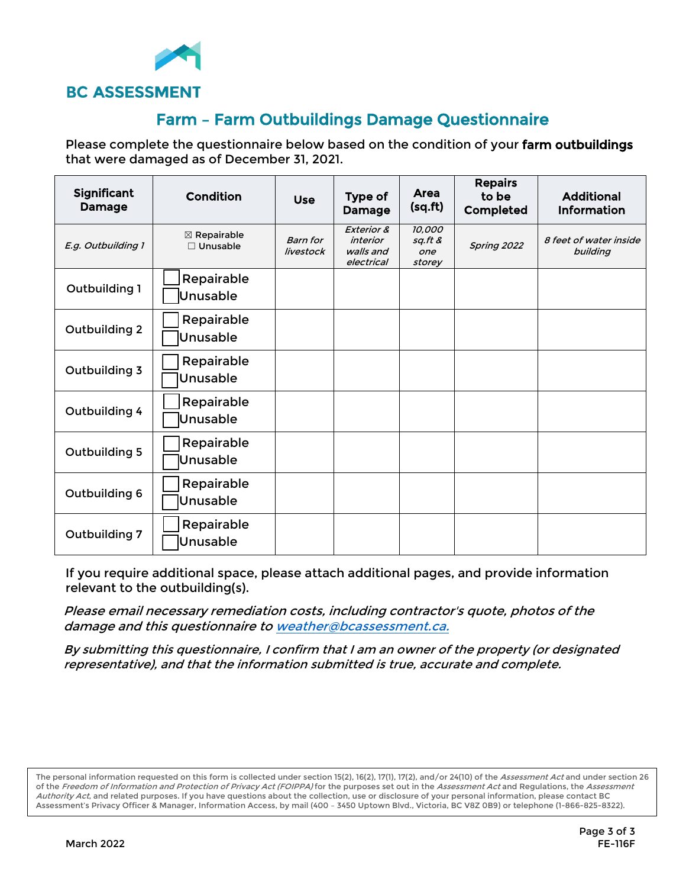BC ASSESSMENT

# Farm – Farm Outbuildings Damage Questionnaire

Please complete the questionnaire below based on the condition of your **farm outbuildings** that were damaged as of December 31, 2021.

| Significant Damage | Condition | Use | Type of Damage | Area (sq.ft) | Repairs to be Completed | Additional Information |
|---|---|---|---|---|---|---|
| *E.g. Outbuilding 1* | ☒ Repairable ☐ Unusable | *Barn for livestock* | *Exterior & interior walls and electrical* | *10,000 sq.ft & one storey* | *Spring 2022* | *8 feet of water inside building* |
| Outbuilding 1 | ☐ Repairable ☐ Unusable | | | | | |
| Outbuilding 2 | ☐ Repairable ☐ Unusable | | | | | |
| Outbuilding 3 | ☐ Repairable ☐ Unusable | | | | | |
| Outbuilding 4 | ☐ Repairable ☐ Unusable | | | | | |
| Outbuilding 5 | ☐ Repairable ☐ Unusable | | | | | |
| Outbuilding 6 | ☐ Repairable ☐ Unusable | | | | | |
| Outbuilding 7 | ☐ Repairable ☐ Unusable | | | | | |

If you require additional space, please attach additional pages, and provide information relevant to the outbuilding(s).

*Please email necessary remediation costs, including contractor's quote, photos of the damage and this questionnaire to weather@bcassessment.ca.*

*By submitting this questionnaire, I confirm that I am an owner of the property (or designated representative), and that the information submitted is true, accurate and complete.*

The personal information requested on this form is collected under section 15(2), 16(2), 17(1), 17(2), and/or 24(10) of the *Assessment Act* and under section 26 of the *Freedom of Information and Protection of Privacy Act (FOIPPA)* for the purposes set out in the *Assessment Act* and Regulations, the *Assessment Authority Act*, and related purposes. If you have questions about the collection, use or disclosure of your personal information, please contact BC Assessment's Privacy Officer & Manager, Information Access, by mail (400 – 3450 Uptown Blvd., Victoria, BC V8Z 0B9) or telephone (1-866-825-8322).

March 2022

FE-116F